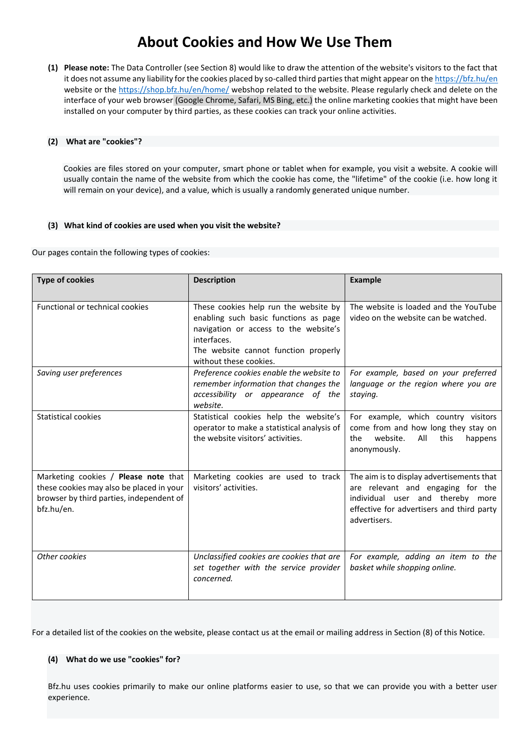# About Cookies and How We Use Them

**(1) Please note:** The Data Controller (see Section 8) would like to draw the attention of the website's visitors to the fact that it does not assume any liability for the cookies placed by so-called third parties that might appear on the https://bfz.hu/en website or the https://shop.bfz.hu/en/home/ webshop related to the website. Please regularly check and delete on the interface of your web browser (Google Chrome, Safari, MS Bing, etc.) the online marketing cookies that might have been installed on your computer by third parties, as these cookies can track your online activities.

**(2) What are "cookies"?**

Cookies are files stored on your computer, smart phone or tablet when for example, you visit a website. A cookie will usually contain the name of the website from which the cookie has come, the "lifetime" of the cookie (i.e. how long it will remain on your device), and a value, which is usually a randomly generated unique number.

**(3) What kind of cookies are used when you visit the website?**

Our pages contain the following types of cookies:

| Type of cookies | Description | Example |
|---|---|---|
| Functional or technical cookies | These cookies help run the website by enabling such basic functions as page navigation or access to the website's interfaces. The website cannot function properly without these cookies. | The website is loaded and the YouTube video on the website can be watched. |
| *Saving user preferences* | *Preference cookies enable the website to remember information that changes the accessibility or appearance of the website.* | *For example, based on your preferred language or the region where you are staying.* |
| Statistical cookies | Statistical cookies help the website's operator to make a statistical analysis of the website visitors' activities. | For example, which country visitors come from and how long they stay on the website. All this happens anonymously. |
| Marketing cookies / **Please note** that these cookies may also be placed in your browser by third parties, independent of bfz.hu/en. | Marketing cookies are used to track visitors' activities. | The aim is to display advertisements that are relevant and engaging for the individual user and thereby more effective for advertisers and third party advertisers. |
| *Other cookies* | *Unclassified cookies are cookies that are set together with the service provider concerned.* | *For example, adding an item to the basket while shopping online.* |

For a detailed list of the cookies on the website, please contact us at the email or mailing address in Section (8) of this Notice.

**(4) What do we use "cookies" for?**

Bfz.hu uses cookies primarily to make our online platforms easier to use, so that we can provide you with a better user experience.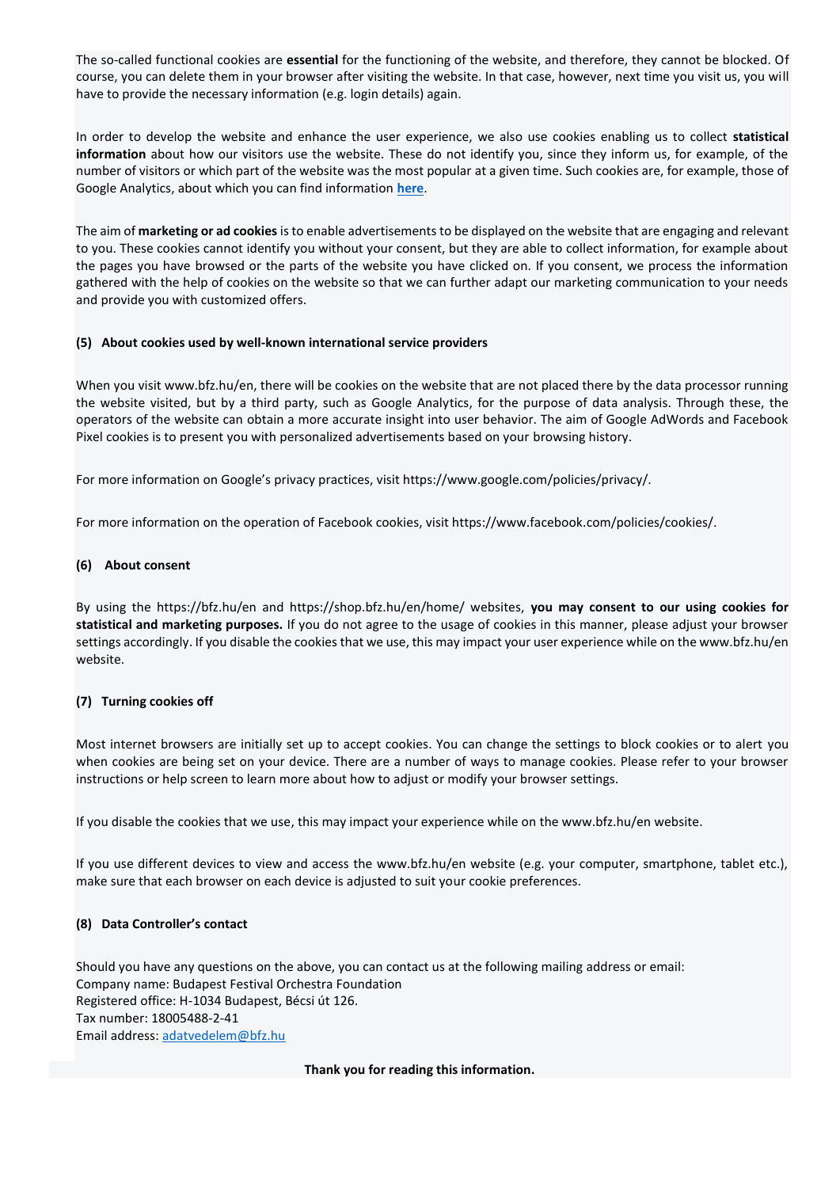The so-called functional cookies are **essential** for the functioning of the website, and therefore, they cannot be blocked. Of course, you can delete them in your browser after visiting the website. In that case, however, next time you visit us, you will have to provide the necessary information (e.g. login details) again.

In order to develop the website and enhance the user experience, we also use cookies enabling us to collect **statistical information** about how our visitors use the website. These do not identify you, since they inform us, for example, of the number of visitors or which part of the website was the most popular at a given time. Such cookies are, for example, those of Google Analytics, about which you can find information **here**.

The aim of **marketing or ad cookies** is to enable advertisements to be displayed on the website that are engaging and relevant to you. These cookies cannot identify you without your consent, but they are able to collect information, for example about the pages you have browsed or the parts of the website you have clicked on. If you consent, we process the information gathered with the help of cookies on the website so that we can further adapt our marketing communication to your needs and provide you with customized offers.

#### (5) About cookies used by well-known international service providers

When you visit www.bfz.hu/en, there will be cookies on the website that are not placed there by the data processor running the website visited, but by a third party, such as Google Analytics, for the purpose of data analysis. Through these, the operators of the website can obtain a more accurate insight into user behavior. The aim of Google AdWords and Facebook Pixel cookies is to present you with personalized advertisements based on your browsing history.

For more information on Google's privacy practices, visit https://www.google.com/policies/privacy/.

For more information on the operation of Facebook cookies, visit https://www.facebook.com/policies/cookies/.

#### (6) About consent

By using the https://bfz.hu/en and https://shop.bfz.hu/en/home/ websites, **you may consent to our using cookies for statistical and marketing purposes.** If you do not agree to the usage of cookies in this manner, please adjust your browser settings accordingly. If you disable the cookies that we use, this may impact your user experience while on the www.bfz.hu/en website.

#### (7) Turning cookies off

Most internet browsers are initially set up to accept cookies. You can change the settings to block cookies or to alert you when cookies are being set on your device. There are a number of ways to manage cookies. Please refer to your browser instructions or help screen to learn more about how to adjust or modify your browser settings.

If you disable the cookies that we use, this may impact your experience while on the www.bfz.hu/en website.

If you use different devices to view and access the www.bfz.hu/en website (e.g. your computer, smartphone, tablet etc.), make sure that each browser on each device is adjusted to suit your cookie preferences.

#### (8) Data Controller's contact

Should you have any questions on the above, you can contact us at the following mailing address or email:
Company name: Budapest Festival Orchestra Foundation
Registered office: H-1034 Budapest, Bécsi út 126.
Tax number: 18005488-2-41
Email address: adatvedelem@bfz.hu

**Thank you for reading this information.**